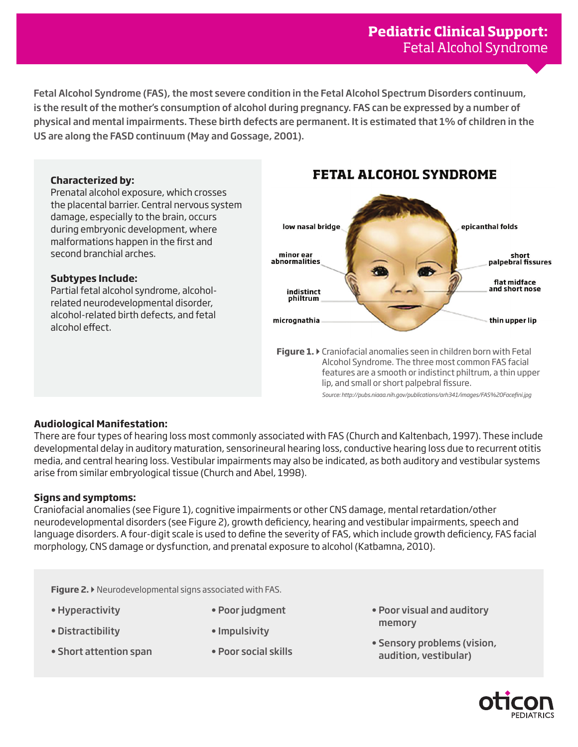# Pediatric Clinical Support: Fetal Alcohol Syndrome

Fetal Alcohol Syndrome (FAS), the most severe condition in the Fetal Alcohol Spectrum Disorders continuum, is the result of the mother's consumption of alcohol during pregnancy. FAS can be expressed by a number of physical and mental impairments. These birth defects are permanent. It is estimated that 1% of children in the US are along the FASD continuum (May and Gossage, 2001).

**Characterized by:**
Prenatal alcohol exposure, which crosses the placental barrier. Central nervous system damage, especially to the brain, occurs during embryonic development, where malformations happen in the first and second branchial arches.

**Subtypes Include:**
Partial fetal alcohol syndrome, alcohol-related neurodevelopmental disorder, alcohol-related birth defects, and fetal alcohol effect.

**FETAL ALCOHOL SYNDROME**

low nasal bridge; minor ear abnormalities; indistinct philtrum; micrognathia; epicanthal folds; short palpebral fissures; flat midface and short nose; thin upper lip

**Figure 1.** Craniofacial anomalies seen in children born with Fetal Alcohol Syndrome. The three most common FAS facial features are a smooth or indistinct philtrum, a thin upper lip, and small or short palpebral fissure.

*Source: http://pubs.niaaa.nih.gov/publications/arh341/images/FAS%20Facefini.jpg*

### Audiological Manifestation:

There are four types of hearing loss most commonly associated with FAS (Church and Kaltenbach, 1997). These include developmental delay in auditory maturation, sensorineural hearing loss, conductive hearing loss due to recurrent otitis media, and central hearing loss. Vestibular impairments may also be indicated, as both auditory and vestibular systems arise from similar embryological tissue (Church and Abel, 1998).

### Signs and symptoms:

Craniofacial anomalies (see Figure 1), cognitive impairments or other CNS damage, mental retardation/other neurodevelopmental disorders (see Figure 2), growth deficiency, hearing and vestibular impairments, speech and language disorders. A four-digit scale is used to define the severity of FAS, which include growth deficiency, FAS facial morphology, CNS damage or dysfunction, and prenatal exposure to alcohol (Katbamna, 2010).

**Figure 2.** Neurodevelopmental signs associated with FAS.

- Hyperactivity
- Distractibility
- Short attention span
- Poor judgment
- Impulsivity
- Poor social skills
- Poor visual and auditory memory
- Sensory problems (vision, audition, vestibular)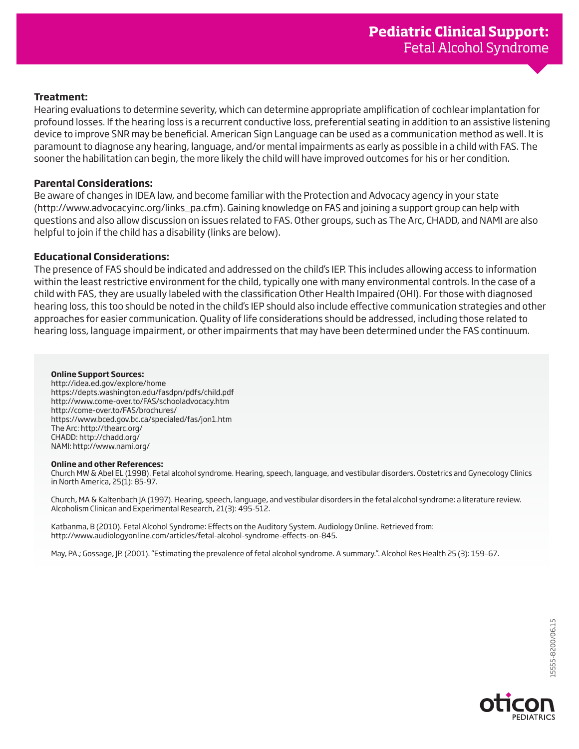**Treatment:**

Hearing evaluations to determine severity, which can determine appropriate amplification of cochlear implantation for profound losses. If the hearing loss is a recurrent conductive loss, preferential seating in addition to an assistive listening device to improve SNR may be beneficial. American Sign Language can be used as a communication method as well. It is paramount to diagnose any hearing, language, and/or mental impairments as early as possible in a child with FAS. The sooner the habilitation can begin, the more likely the child will have improved outcomes for his or her condition.

**Parental Considerations:**

Be aware of changes in IDEA law, and become familiar with the Protection and Advocacy agency in your state (http://www.advocacyinc.org/links_pa.cfm). Gaining knowledge on FAS and joining a support group can help with questions and also allow discussion on issues related to FAS. Other groups, such as The Arc, CHADD, and NAMI are also helpful to join if the child has a disability (links are below).

**Educational Considerations:**

The presence of FAS should be indicated and addressed on the child's IEP. This includes allowing access to information within the least restrictive environment for the child, typically one with many environmental controls. In the case of a child with FAS, they are usually labeled with the classification Other Health Impaired (OHI). For those with diagnosed hearing loss, this too should be noted in the child's IEP should also include effective communication strategies and other approaches for easier communication. Quality of life considerations should be addressed, including those related to hearing loss, language impairment, or other impairments that may have been determined under the FAS continuum.

**Online Support Sources:**

http://idea.ed.gov/explore/home
https://depts.washington.edu/fasdpn/pdfs/child.pdf
http://www.come-over.to/FAS/schooladvocacy.htm
http://come-over.to/FAS/brochures/
https://www.bced.gov.bc.ca/specialed/fas/jon1.htm
The Arc: http://thearc.org/
CHADD: http://chadd.org/
NAMI: http://www.nami.org/

**Online and other References:**

Church MW & Abel EL (1998). Fetal alcohol syndrome. Hearing, speech, language, and vestibular disorders. Obstetrics and Gynecology Clinics in North America, 25(1): 85-97.

Church, MA & Kaltenbach JA (1997). Hearing, speech, language, and vestibular disorders in the fetal alcohol syndrome: a literature review. Alcoholism Clinican and Experimental Research, 21(3): 495-512.

Katbanma, B (2010). Fetal Alcohol Syndrome: Effects on the Auditory System. Audiology Online. Retrieved from: http://www.audiologyonline.com/articles/fetal-alcohol-syndrome-effects-on-845.

May, PA.; Gossage, JP. (2001). "Estimating the prevalence of fetal alcohol syndrome. A summary.". Alcohol Res Health 25 (3): 159-67.

15555-8200/06.15